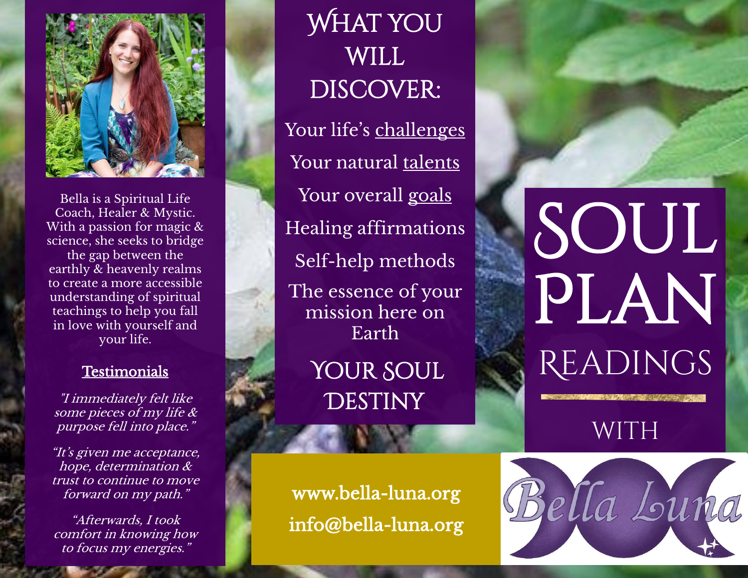# Soul Plan Readings

WITH

Bella Luna

## What you will discover:

Your life's <u>challenges</u>

Your natural <u>talents</u>

Your overall <u>goals</u>

Healing affirmations

Self-help methods

The essence of your mission here on Earth

### Your Soul Destiny

www.bella-luna.org

info@bella-luna.org

Bella is a Spiritual Life Coach, Healer & Mystic. With a passion for magic & science, she seeks to bridge the gap between the earthly & heavenly realms to create a more accessible understanding of spiritual teachings to help you fall in love with yourself and your life.

**<u>Testimonials</u>**

*"I immediately felt like some pieces of my life & purpose fell into place."*

*"It's given me acceptance, hope, determination & trust to continue to move forward on my path."*

*"Afterwards, I took comfort in knowing how to focus my energies."*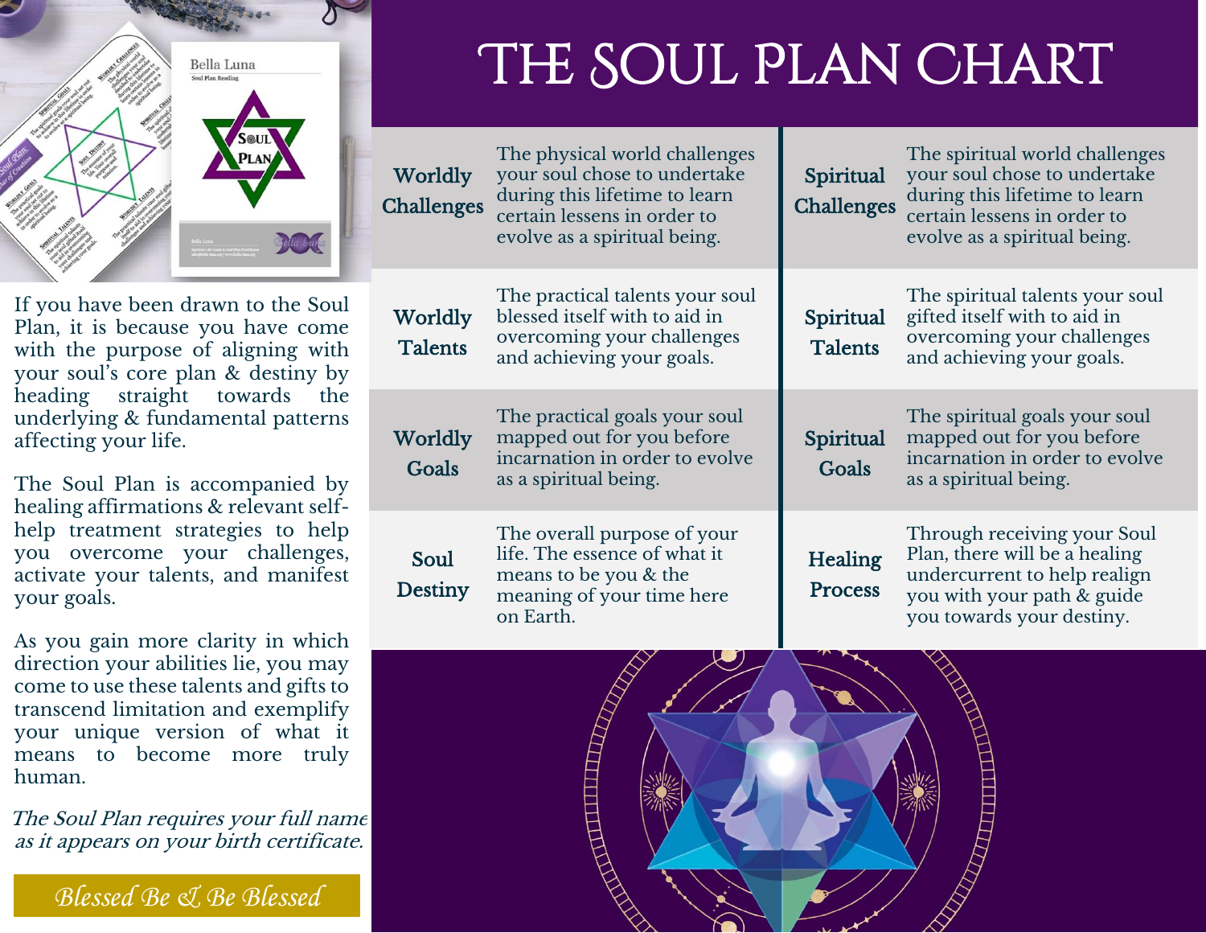# THE SOUL PLAN CHART

If you have been drawn to the Soul Plan, it is because you have come with the purpose of aligning with your soul's core plan & destiny by heading straight towards the underlying & fundamental patterns affecting your life.

The Soul Plan is accompanied by healing affirmations & relevant self-help treatment strategies to help you overcome your challenges, activate your talents, and manifest your goals.

As you gain more clarity in which direction your abilities lie, you may come to use these talents and gifts to transcend limitation and exemplify your unique version of what it means to become more truly human.

*The Soul Plan requires your full name as it appears on your birth certificate.*

*Blessed Be & Be Blessed*

| | | | |
|---|---|---|---|
| **Worldly Challenges** | The physical world challenges your soul chose to undertake during this lifetime to learn certain lessens in order to evolve as a spiritual being. | **Spiritual Challenges** | The spiritual world challenges your soul chose to undertake during this lifetime to learn certain lessens in order to evolve as a spiritual being. |
| **Worldly Talents** | The practical talents your soul blessed itself with to aid in overcoming your challenges and achieving your goals. | **Spiritual Talents** | The spiritual talents your soul gifted itself with to aid in overcoming your challenges and achieving your goals. |
| **Worldly Goals** | The practical goals your soul mapped out for you before incarnation in order to evolve as a spiritual being. | **Spiritual Goals** | The spiritual goals your soul mapped out for you before incarnation in order to evolve as a spiritual being. |
| **Soul Destiny** | The overall purpose of your life. The essence of what it means to be you & the meaning of your time here on Earth. | **Healing Process** | Through receiving your Soul Plan, there will be a healing undercurrent to help realign you with your path & guide you towards your destiny. |